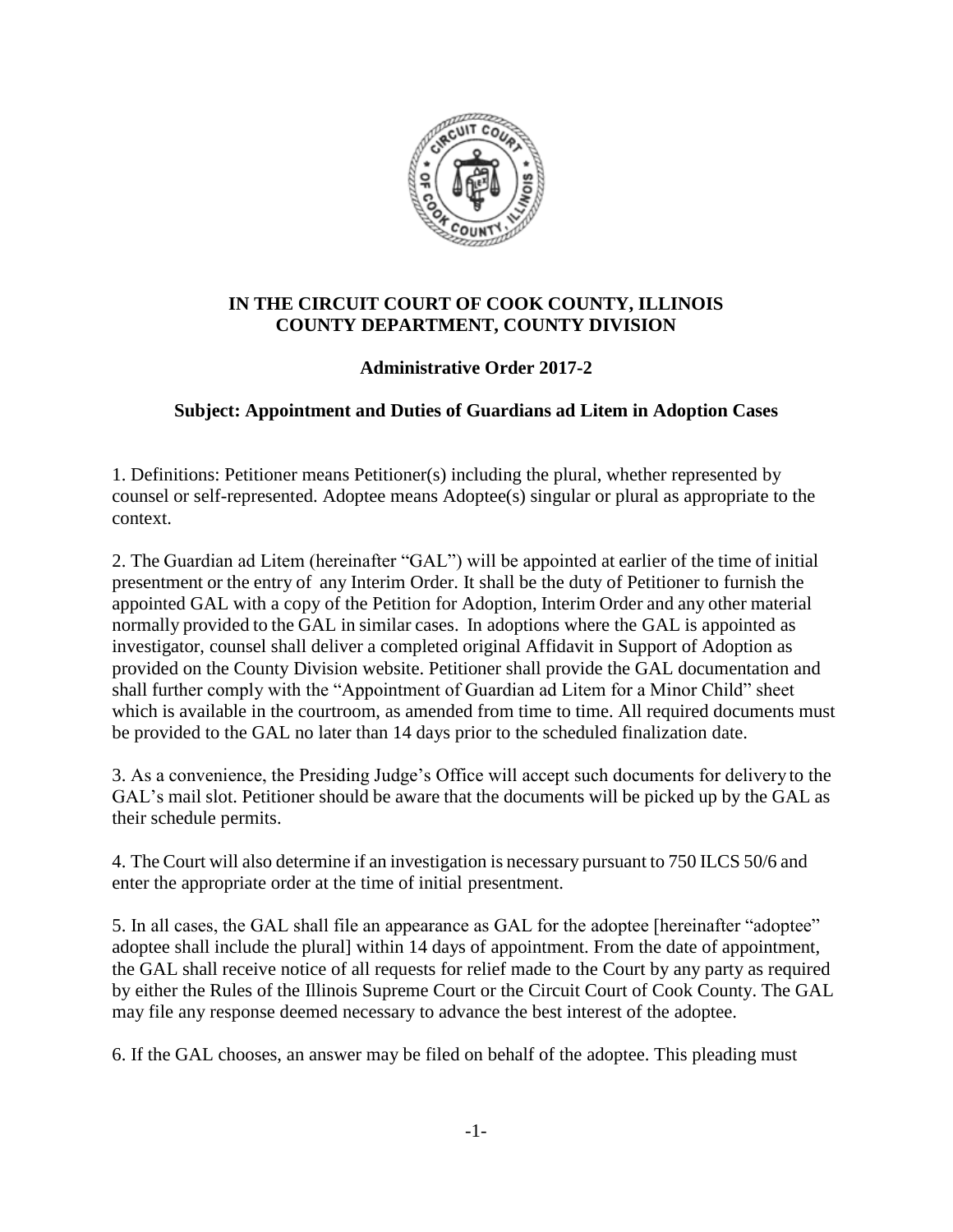**IN THE CIRCUIT COURT OF COOK COUNTY, ILLINOIS**
**COUNTY DEPARTMENT, COUNTY DIVISION**

**Administrative Order 2017-2**

**Subject: Appointment and Duties of Guardians ad Litem in Adoption Cases**

1. Definitions: Petitioner means Petitioner(s) including the plural, whether represented by counsel or self-represented. Adoptee means Adoptee(s) singular or plural as appropriate to the context.

2. The Guardian ad Litem (hereinafter "GAL") will be appointed at earlier of the time of initial presentment or the entry of any Interim Order. It shall be the duty of Petitioner to furnish the appointed GAL with a copy of the Petition for Adoption, Interim Order and any other material normally provided to the GAL in similar cases. In adoptions where the GAL is appointed as investigator, counsel shall deliver a completed original Affidavit in Support of Adoption as provided on the County Division website. Petitioner shall provide the GAL documentation and shall further comply with the "Appointment of Guardian ad Litem for a Minor Child" sheet which is available in the courtroom, as amended from time to time. All required documents must be provided to the GAL no later than 14 days prior to the scheduled finalization date.

3. As a convenience, the Presiding Judge's Office will accept such documents for delivery to the GAL's mail slot. Petitioner should be aware that the documents will be picked up by the GAL as their schedule permits.

4. The Court will also determine if an investigation is necessary pursuant to 750 ILCS 50/6 and enter the appropriate order at the time of initial presentment.

5. In all cases, the GAL shall file an appearance as GAL for the adoptee [hereinafter "adoptee" adoptee shall include the plural] within 14 days of appointment. From the date of appointment, the GAL shall receive notice of all requests for relief made to the Court by any party as required by either the Rules of the Illinois Supreme Court or the Circuit Court of Cook County. The GAL may file any response deemed necessary to advance the best interest of the adoptee.

6. If the GAL chooses, an answer may be filed on behalf of the adoptee. This pleading must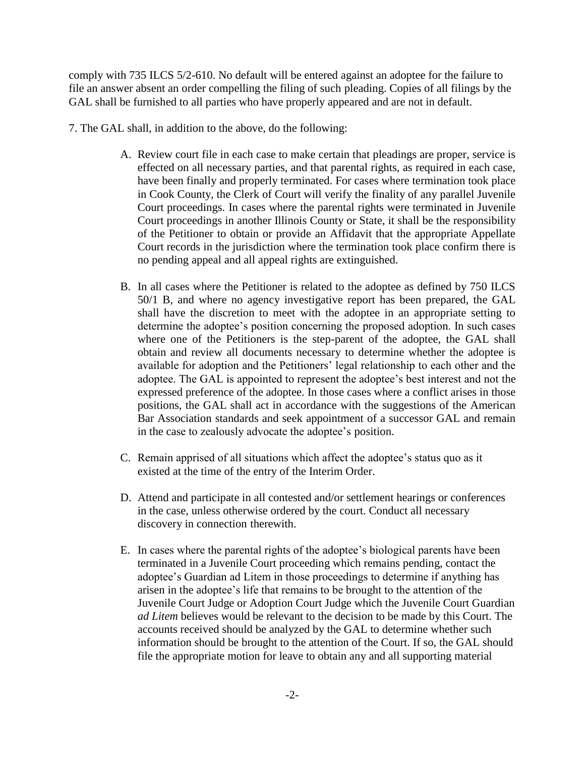comply with 735 ILCS 5/2-610. No default will be entered against an adoptee for the failure to file an answer absent an order compelling the filing of such pleading. Copies of all filings by the GAL shall be furnished to all parties who have properly appeared and are not in default.

7. The GAL shall, in addition to the above, do the following:

A. Review court file in each case to make certain that pleadings are proper, service is effected on all necessary parties, and that parental rights, as required in each case, have been finally and properly terminated. For cases where termination took place in Cook County, the Clerk of Court will verify the finality of any parallel Juvenile Court proceedings. In cases where the parental rights were terminated in Juvenile Court proceedings in another Illinois County or State, it shall be the responsibility of the Petitioner to obtain or provide an Affidavit that the appropriate Appellate Court records in the jurisdiction where the termination took place confirm there is no pending appeal and all appeal rights are extinguished.

B. In all cases where the Petitioner is related to the adoptee as defined by 750 ILCS 50/1 B, and where no agency investigative report has been prepared, the GAL shall have the discretion to meet with the adoptee in an appropriate setting to determine the adoptee's position concerning the proposed adoption. In such cases where one of the Petitioners is the step-parent of the adoptee, the GAL shall obtain and review all documents necessary to determine whether the adoptee is available for adoption and the Petitioners' legal relationship to each other and the adoptee. The GAL is appointed to represent the adoptee's best interest and not the expressed preference of the adoptee. In those cases where a conflict arises in those positions, the GAL shall act in accordance with the suggestions of the American Bar Association standards and seek appointment of a successor GAL and remain in the case to zealously advocate the adoptee's position.

C. Remain apprised of all situations which affect the adoptee's status quo as it existed at the time of the entry of the Interim Order.

D. Attend and participate in all contested and/or settlement hearings or conferences in the case, unless otherwise ordered by the court. Conduct all necessary discovery in connection therewith.

E. In cases where the parental rights of the adoptee's biological parents have been terminated in a Juvenile Court proceeding which remains pending, contact the adoptee's Guardian ad Litem in those proceedings to determine if anything has arisen in the adoptee's life that remains to be brought to the attention of the Juvenile Court Judge or Adoption Court Judge which the Juvenile Court Guardian *ad Litem* believes would be relevant to the decision to be made by this Court. The accounts received should be analyzed by the GAL to determine whether such information should be brought to the attention of the Court. If so, the GAL should file the appropriate motion for leave to obtain any and all supporting material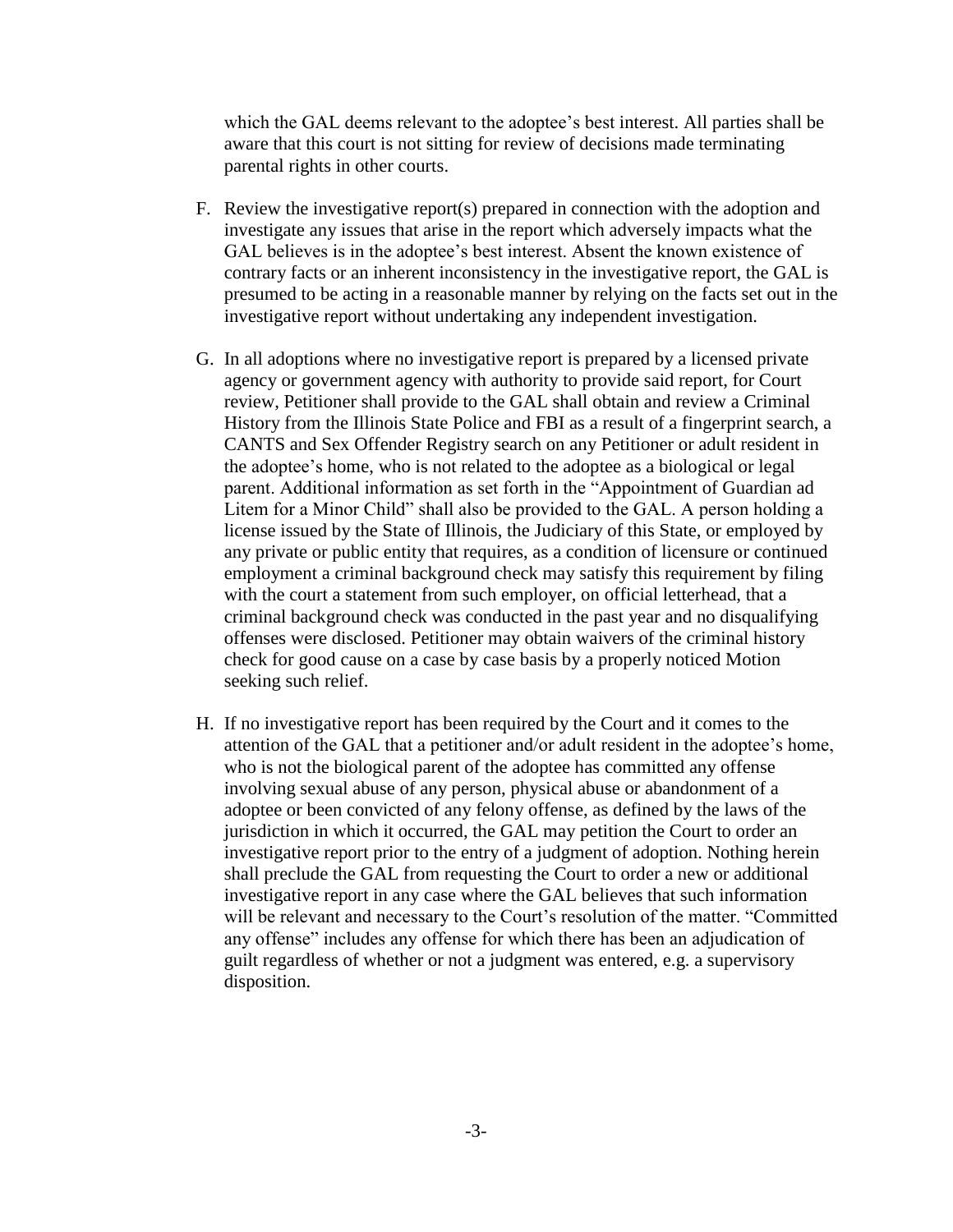which the GAL deems relevant to the adoptee's best interest. All parties shall be aware that this court is not sitting for review of decisions made terminating parental rights in other courts.

F. Review the investigative report(s) prepared in connection with the adoption and investigate any issues that arise in the report which adversely impacts what the GAL believes is in the adoptee's best interest. Absent the known existence of contrary facts or an inherent inconsistency in the investigative report, the GAL is presumed to be acting in a reasonable manner by relying on the facts set out in the investigative report without undertaking any independent investigation.

G. In all adoptions where no investigative report is prepared by a licensed private agency or government agency with authority to provide said report, for Court review, Petitioner shall provide to the GAL shall obtain and review a Criminal History from the Illinois State Police and FBI as a result of a fingerprint search, a CANTS and Sex Offender Registry search on any Petitioner or adult resident in the adoptee's home, who is not related to the adoptee as a biological or legal parent. Additional information as set forth in the "Appointment of Guardian ad Litem for a Minor Child" shall also be provided to the GAL. A person holding a license issued by the State of Illinois, the Judiciary of this State, or employed by any private or public entity that requires, as a condition of licensure or continued employment a criminal background check may satisfy this requirement by filing with the court a statement from such employer, on official letterhead, that a criminal background check was conducted in the past year and no disqualifying offenses were disclosed. Petitioner may obtain waivers of the criminal history check for good cause on a case by case basis by a properly noticed Motion seeking such relief.

H. If no investigative report has been required by the Court and it comes to the attention of the GAL that a petitioner and/or adult resident in the adoptee's home, who is not the biological parent of the adoptee has committed any offense involving sexual abuse of any person, physical abuse or abandonment of a adoptee or been convicted of any felony offense, as defined by the laws of the jurisdiction in which it occurred, the GAL may petition the Court to order an investigative report prior to the entry of a judgment of adoption. Nothing herein shall preclude the GAL from requesting the Court to order a new or additional investigative report in any case where the GAL believes that such information will be relevant and necessary to the Court's resolution of the matter. "Committed any offense" includes any offense for which there has been an adjudication of guilt regardless of whether or not a judgment was entered, e.g. a supervisory disposition.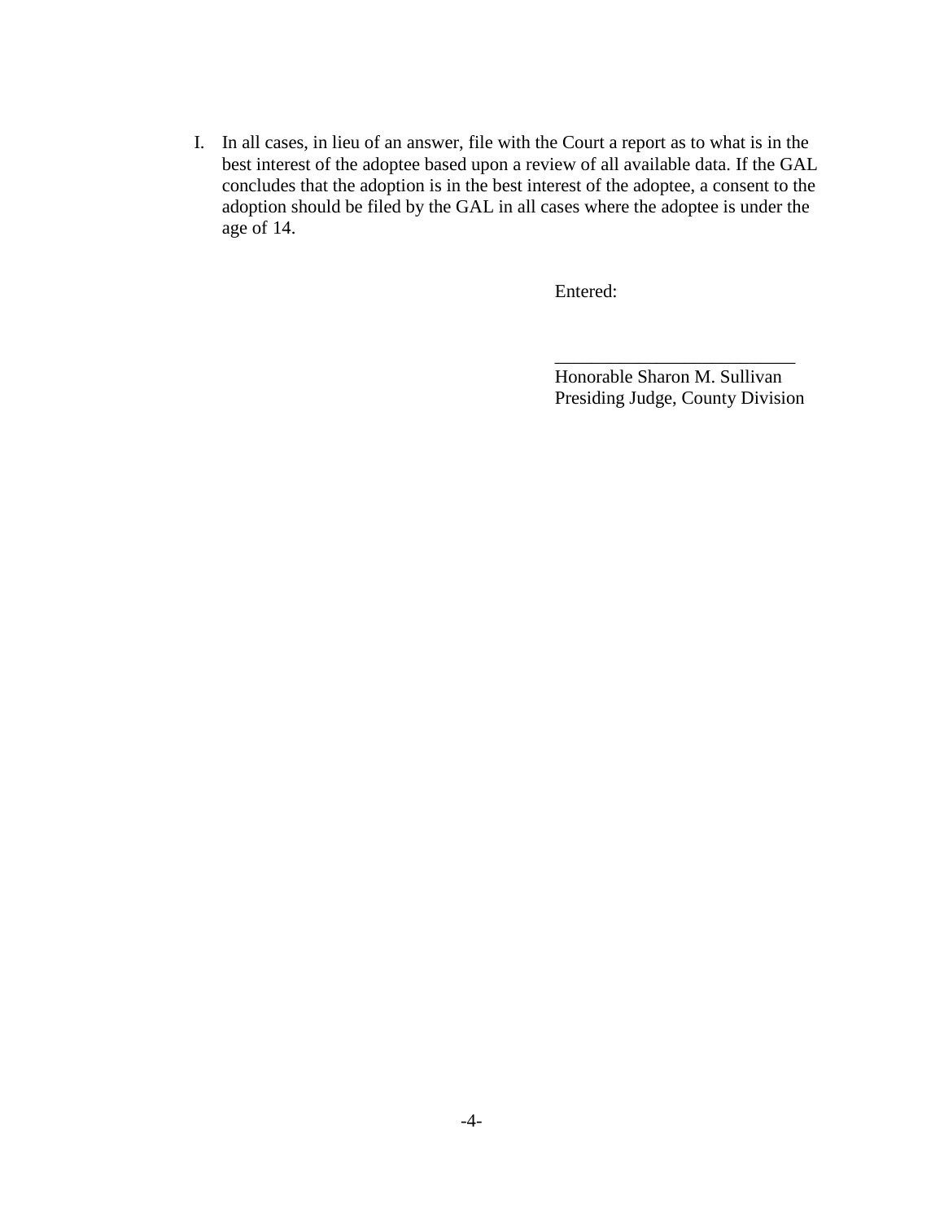I. In all cases, in lieu of an answer, file with the Court a report as to what is in the best interest of the adoptee based upon a review of all available data. If the GAL concludes that the adoption is in the best interest of the adoptee, a consent to the adoption should be filed by the GAL in all cases where the adoptee is under the age of 14.

Entered:

___________________________

Honorable Sharon M. Sullivan
Presiding Judge, County Division